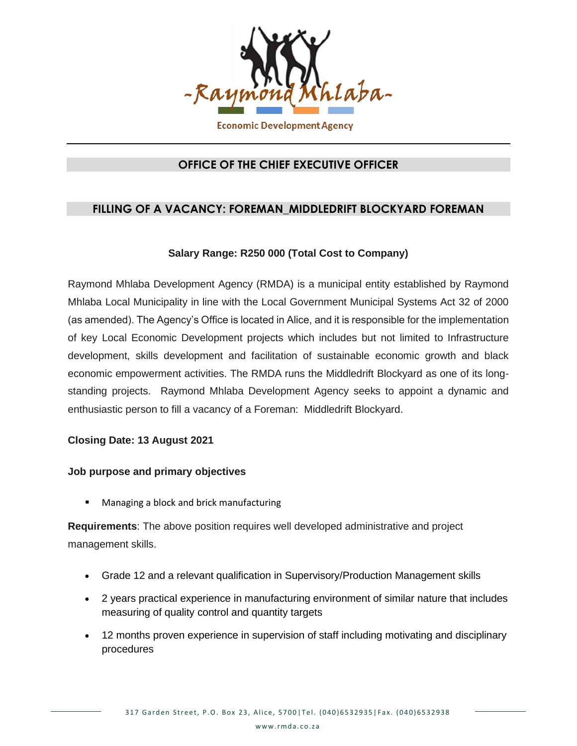-Raymond Mhlaba-

Economic Development Agency

## OFFICE OF THE CHIEF EXECUTIVE OFFICER

## FILLING OF A VACANCY: FOREMAN_MIDDLEDRIFT BLOCKYARD FOREMAN

**Salary Range: R250 000 (Total Cost to Company)**

Raymond Mhlaba Development Agency (RMDA) is a municipal entity established by Raymond Mhlaba Local Municipality in line with the Local Government Municipal Systems Act 32 of 2000 (as amended). The Agency's Office is located in Alice, and it is responsible for the implementation of key Local Economic Development projects which includes but not limited to Infrastructure development, skills development and facilitation of sustainable economic growth and black economic empowerment activities. The RMDA runs the Middledrift Blockyard as one of its long-standing projects. Raymond Mhlaba Development Agency seeks to appoint a dynamic and enthusiastic person to fill a vacancy of a Foreman: Middledrift Blockyard.

**Closing Date: 13 August 2021**

**Job purpose and primary objectives**

- Managing a block and brick manufacturing

**Requirements**: The above position requires well developed administrative and project management skills.

- Grade 12 and a relevant qualification in Supervisory/Production Management skills
- 2 years practical experience in manufacturing environment of similar nature that includes measuring of quality control and quantity targets
- 12 months proven experience in supervision of staff including motivating and disciplinary procedures

317 Garden Street, P.O. Box 23, Alice, 5700 | Tel. (040)6532935 | Fax. (040)6532938

www.rmda.co.za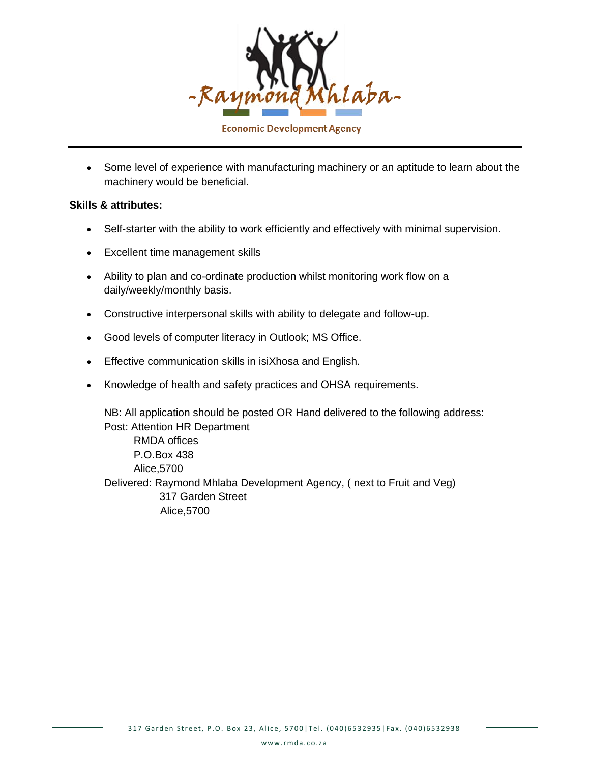- Some level of experience with manufacturing machinery or an aptitude to learn about the machinery would be beneficial.

**Skills & attributes:**

- Self-starter with the ability to work efficiently and effectively with minimal supervision.
- Excellent time management skills
- Ability to plan and co-ordinate production whilst monitoring work flow on a daily/weekly/monthly basis.
- Constructive interpersonal skills with ability to delegate and follow-up.
- Good levels of computer literacy in Outlook; MS Office.
- Effective communication skills in isiXhosa and English.
- Knowledge of health and safety practices and OHSA requirements.

NB: All application should be posted OR Hand delivered to the following address:

Post: Attention HR Department
RMDA offices
P.O.Box 438
Alice,5700

Delivered: Raymond Mhlaba Development Agency, ( next to Fruit and Veg)
317 Garden Street
Alice,5700